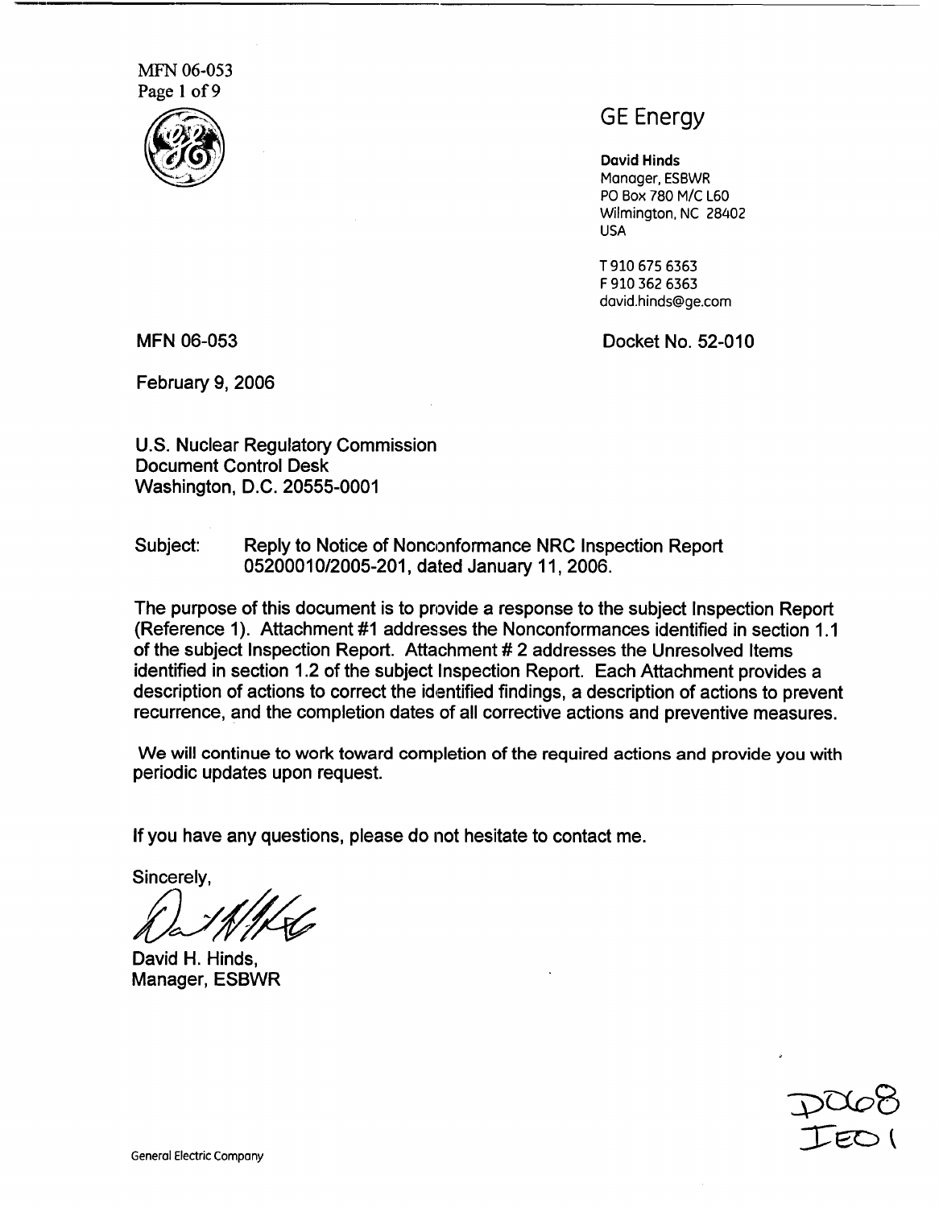GE Energy

**David Hinds**
Manager, ESBWR
PO Box 780 M/C L60
Wilmington, NC 28402
USA

T 910 675 6363
F 910 362 6363
david.hinds@ge.com

MFN 06-053

Docket No. 52-010

February 9, 2006

U.S. Nuclear Regulatory Commission
Document Control Desk
Washington, D.C. 20555-0001

Subject: Reply to Notice of Nonconformance NRC Inspection Report 05200010/2005-201, dated January 11, 2006.

The purpose of this document is to provide a response to the subject Inspection Report (Reference 1). Attachment #1 addresses the Nonconformances identified in section 1.1 of the subject Inspection Report. Attachment # 2 addresses the Unresolved Items identified in section 1.2 of the subject Inspection Report. Each Attachment provides a description of actions to correct the identified findings, a description of actions to prevent recurrence, and the completion dates of all corrective actions and preventive measures.

We will continue to work toward completion of the required actions and provide you with periodic updates upon request.

If you have any questions, please do not hesitate to contact me.

Sincerely,

David H. Hinds,
Manager, ESBWR

D068
IE01

General Electric Company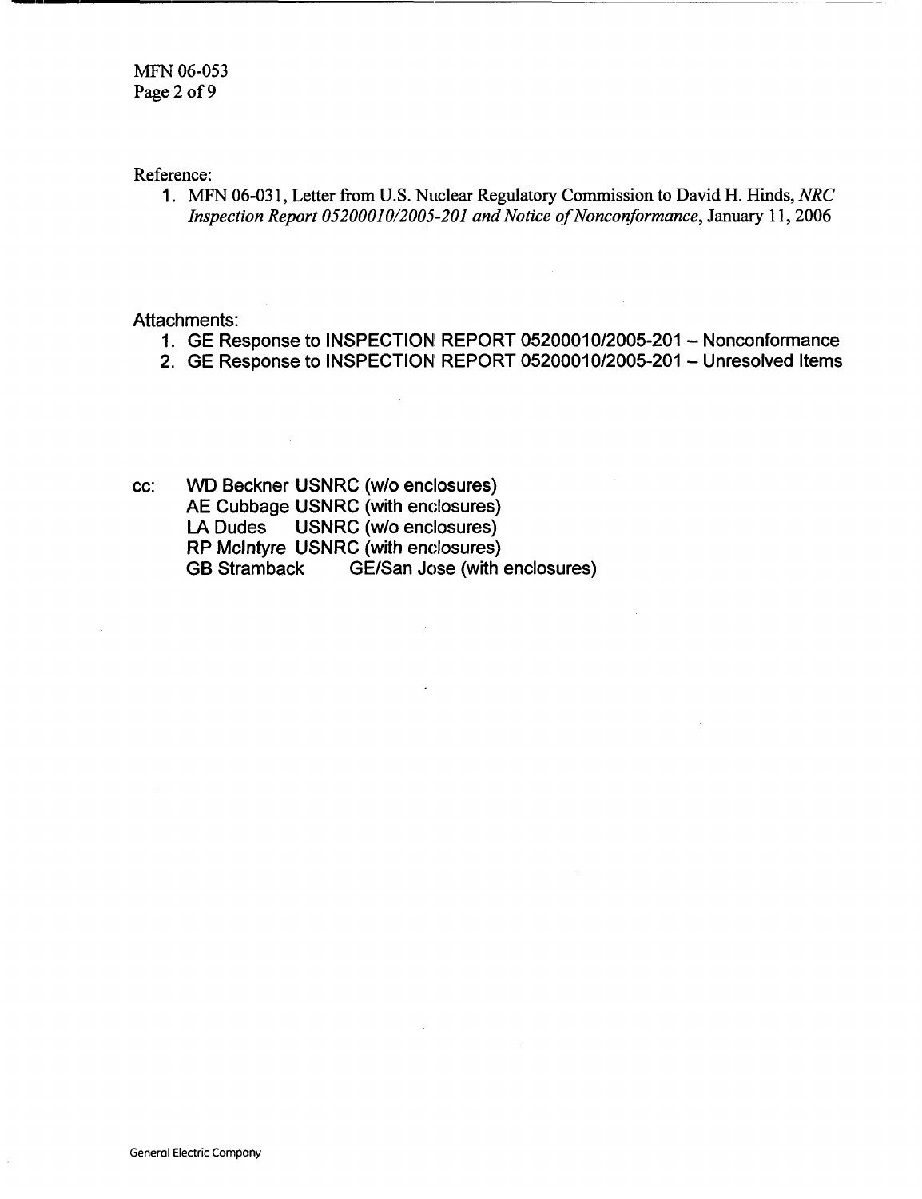Reference:

1. MFN 06-031, Letter from U.S. Nuclear Regulatory Commission to David H. Hinds, *NRC Inspection Report 05200010/2005-201 and Notice of Nonconformance*, January 11, 2006

Attachments:

1. GE Response to INSPECTION REPORT 05200010/2005-201 – Nonconformance
2. GE Response to INSPECTION REPORT 05200010/2005-201 – Unresolved Items

cc: WD Beckner USNRC (w/o enclosures)
AE Cubbage USNRC (with enclosures)
LA Dudes USNRC (w/o enclosures)
RP McIntyre USNRC (with enclosures)
GB Stramback GE/San Jose (with enclosures)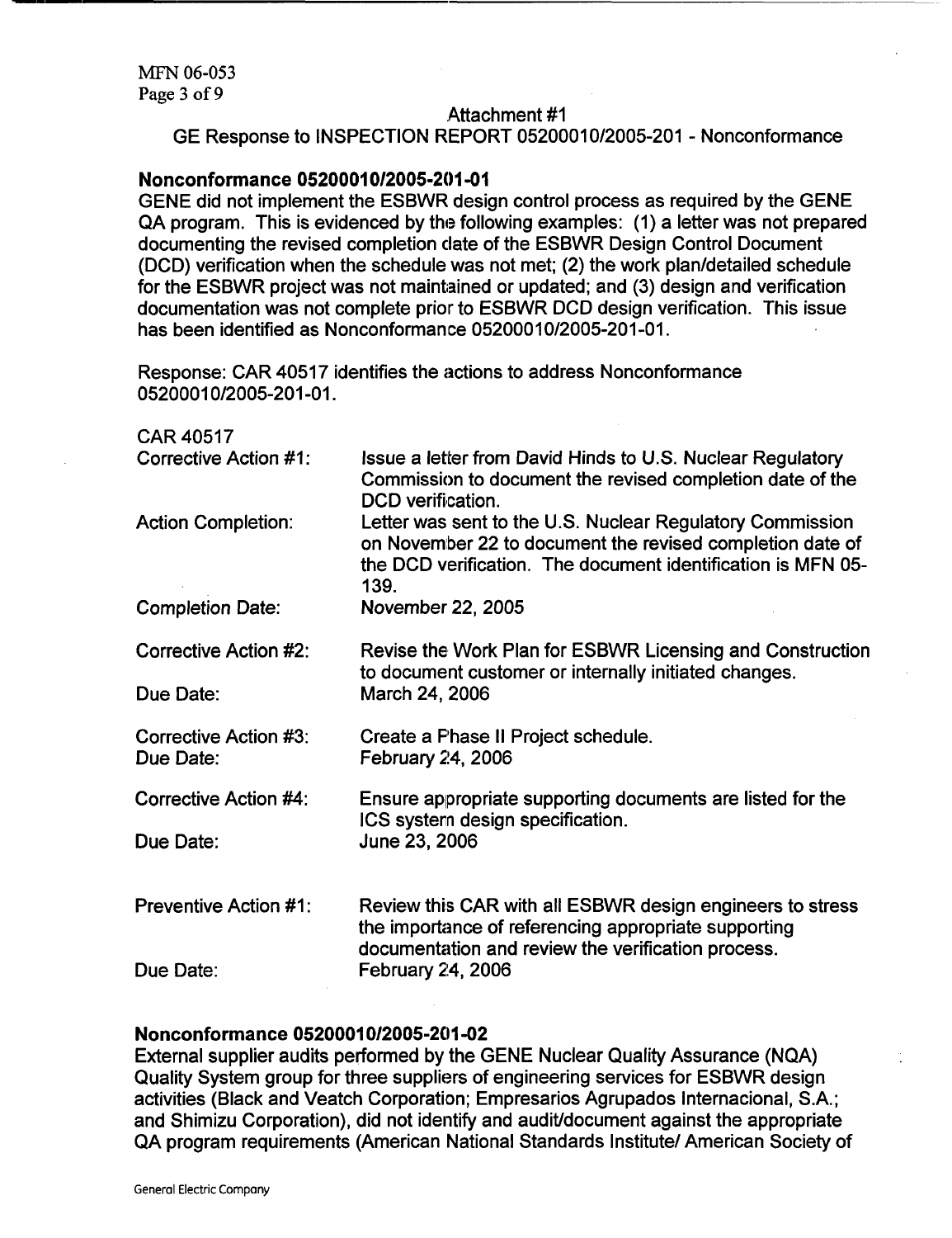Attachment #1

GE Response to INSPECTION REPORT 05200010/2005-201 - Nonconformance

**Nonconformance 05200010/2005-201-01**

GENE did not implement the ESBWR design control process as required by the GENE QA program. This is evidenced by the following examples: (1) a letter was not prepared documenting the revised completion date of the ESBWR Design Control Document (DCD) verification when the schedule was not met; (2) the work plan/detailed schedule for the ESBWR project was not maintained or updated; and (3) design and verification documentation was not complete prior to ESBWR DCD design verification. This issue has been identified as Nonconformance 05200010/2005-201-01.

Response: CAR 40517 identifies the actions to address Nonconformance 05200010/2005-201-01.

CAR 40517

| | |
|---|---|
| Corrective Action #1: | Issue a letter from David Hinds to U.S. Nuclear Regulatory Commission to document the revised completion date of the DCD verification. |
| Action Completion: | Letter was sent to the U.S. Nuclear Regulatory Commission on November 22 to document the revised completion date of the DCD verification. The document identification is MFN 05-139. |
| Completion Date: | November 22, 2005 |
| Corrective Action #2: | Revise the Work Plan for ESBWR Licensing and Construction to document customer or internally initiated changes. |
| Due Date: | March 24, 2006 |
| Corrective Action #3: | Create a Phase II Project schedule. |
| Due Date: | February 24, 2006 |
| Corrective Action #4: | Ensure appropriate supporting documents are listed for the ICS system design specification. |
| Due Date: | June 23, 2006 |
| Preventive Action #1: | Review this CAR with all ESBWR design engineers to stress the importance of referencing appropriate supporting documentation and review the verification process. |
| Due Date: | February 24, 2006 |

**Nonconformance 05200010/2005-201-02**

External supplier audits performed by the GENE Nuclear Quality Assurance (NQA) Quality System group for three suppliers of engineering services for ESBWR design activities (Black and Veatch Corporation; Empresarios Agrupados Internacional, S.A.; and Shimizu Corporation), did not identify and audit/document against the appropriate QA program requirements (American National Standards Institute/ American Society of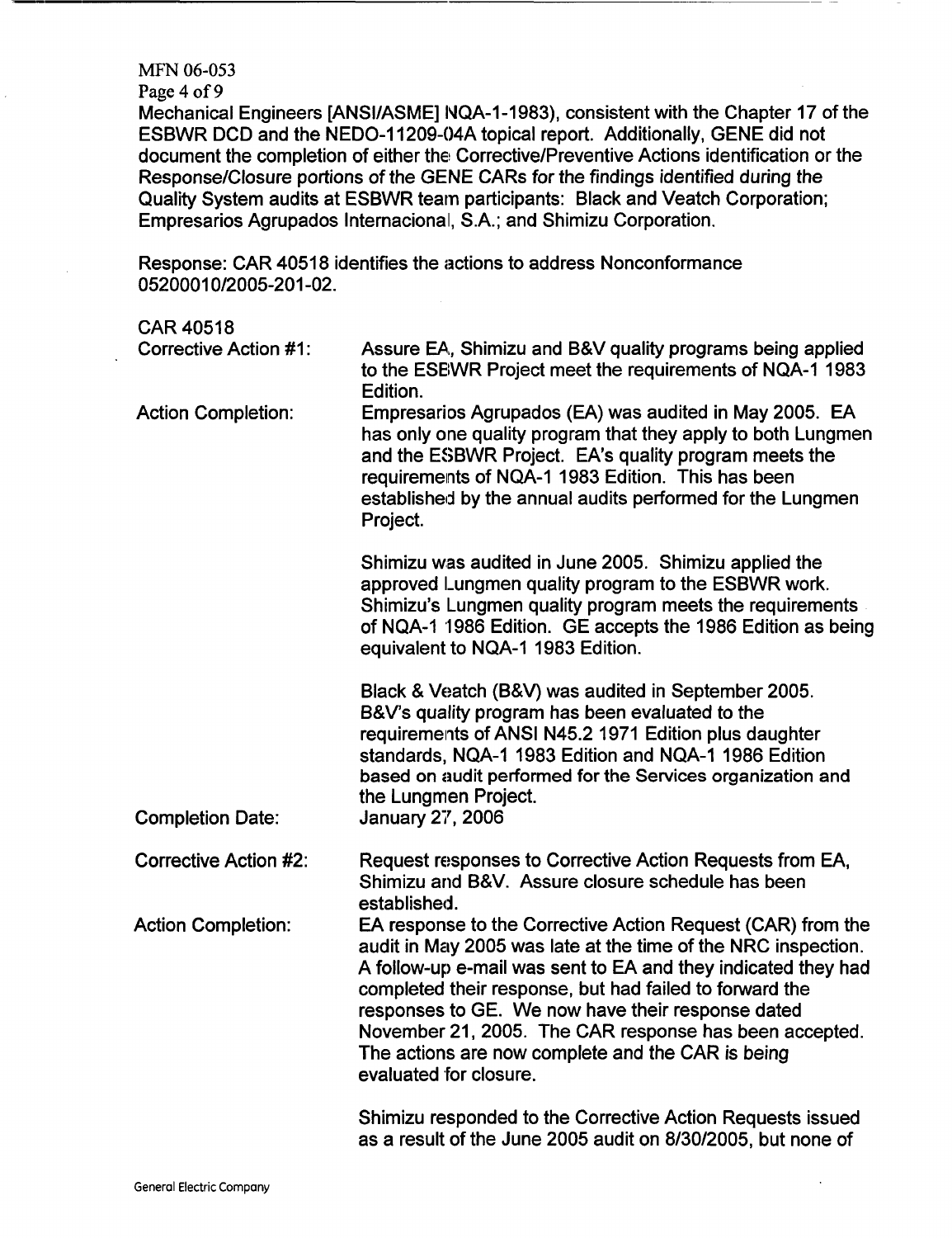Mechanical Engineers [ANSI/ASME] NQA-1-1983), consistent with the Chapter 17 of the ESBWR DCD and the NEDO-11209-04A topical report. Additionally, GENE did not document the completion of either the Corrective/Preventive Actions identification or the Response/Closure portions of the GENE CARs for the findings identified during the Quality System audits at ESBWR team participants: Black and Veatch Corporation; Empresarios Agrupados Internacional, S.A.; and Shimizu Corporation.

Response: CAR 40518 identifies the actions to address Nonconformance 05200010/2005-201-02.

CAR 40518

| | |
|---|---|
| Corrective Action #1: | Assure EA, Shimizu and B&V quality programs being applied to the ESBWR Project meet the requirements of NQA-1 1983 Edition. |
| Action Completion: | Empresarios Agrupados (EA) was audited in May 2005. EA has only one quality program that they apply to both Lungmen and the ESBWR Project. EA's quality program meets the requirements of NQA-1 1983 Edition. This has been established by the annual audits performed for the Lungmen Project.<br><br>Shimizu was audited in June 2005. Shimizu applied the approved Lungmen quality program to the ESBWR work. Shimizu's Lungmen quality program meets the requirements of NQA-1 1986 Edition. GE accepts the 1986 Edition as being equivalent to NQA-1 1983 Edition.<br><br>Black & Veatch (B&V) was audited in September 2005. B&V's quality program has been evaluated to the requirements of ANSI N45.2 1971 Edition plus daughter standards, NQA-1 1983 Edition and NQA-1 1986 Edition based on audit performed for the Services organization and the Lungmen Project. |
| Completion Date: | January 27, 2006 |
| Corrective Action #2: | Request responses to Corrective Action Requests from EA, Shimizu and B&V. Assure closure schedule has been established. |
| Action Completion: | EA response to the Corrective Action Request (CAR) from the audit in May 2005 was late at the time of the NRC inspection. A follow-up e-mail was sent to EA and they indicated they had completed their response, but had failed to forward the responses to GE. We now have their response dated November 21, 2005. The CAR response has been accepted. The actions are now complete and the CAR is being evaluated for closure.<br><br>Shimizu responded to the Corrective Action Requests issued as a result of the June 2005 audit on 8/30/2005, but none of |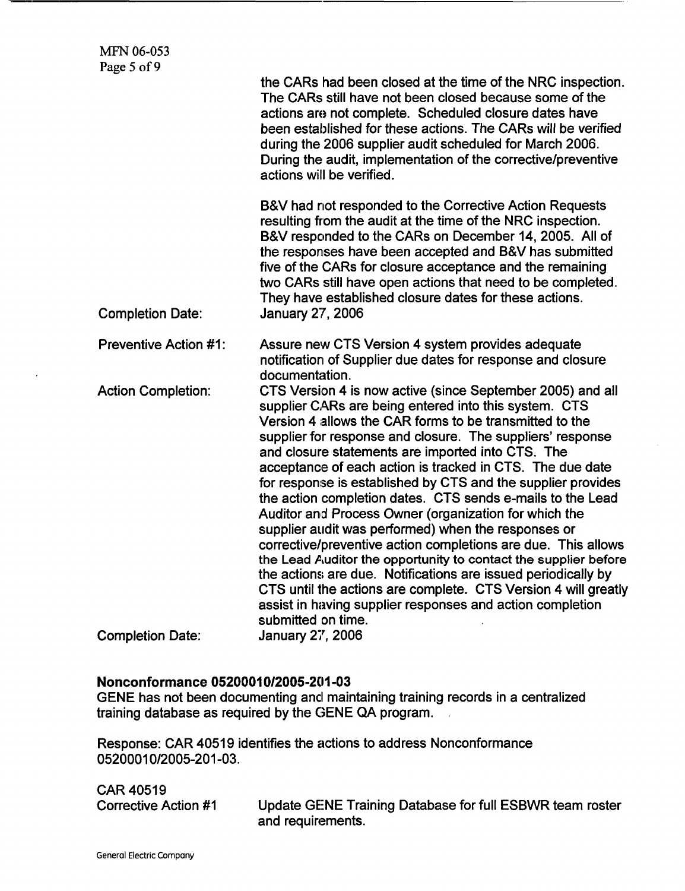the CARs had been closed at the time of the NRC inspection. The CARs still have not been closed because some of the actions are not complete. Scheduled closure dates have been established for these actions. The CARs will be verified during the 2006 supplier audit scheduled for March 2006. During the audit, implementation of the corrective/preventive actions will be verified.

B&V had not responded to the Corrective Action Requests resulting from the audit at the time of the NRC inspection. B&V responded to the CARs on December 14, 2005. All of the responses have been accepted and B&V has submitted five of the CARs for closure acceptance and the remaining two CARs still have open actions that need to be completed. They have established closure dates for these actions.

Completion Date: January 27, 2006

Preventive Action #1: Assure new CTS Version 4 system provides adequate notification of Supplier due dates for response and closure documentation.

Action Completion: CTS Version 4 is now active (since September 2005) and all supplier CARs are being entered into this system. CTS Version 4 allows the CAR forms to be transmitted to the supplier for response and closure. The suppliers' response and closure statements are imported into CTS. The acceptance of each action is tracked in CTS. The due date for response is established by CTS and the supplier provides the action completion dates. CTS sends e-mails to the Lead Auditor and Process Owner (organization for which the supplier audit was performed) when the responses or corrective/preventive action completions are due. This allows the Lead Auditor the opportunity to contact the supplier before the actions are due. Notifications are issued periodically by CTS until the actions are complete. CTS Version 4 will greatly assist in having supplier responses and action completion submitted on time.

Completion Date: January 27, 2006

**Nonconformance 05200010/2005-201-03**

GENE has not been documenting and maintaining training records in a centralized training database as required by the GENE QA program.

Response: CAR 40519 identifies the actions to address Nonconformance 05200010/2005-201-03.

CAR 40519

Corrective Action #1 Update GENE Training Database for full ESBWR team roster and requirements.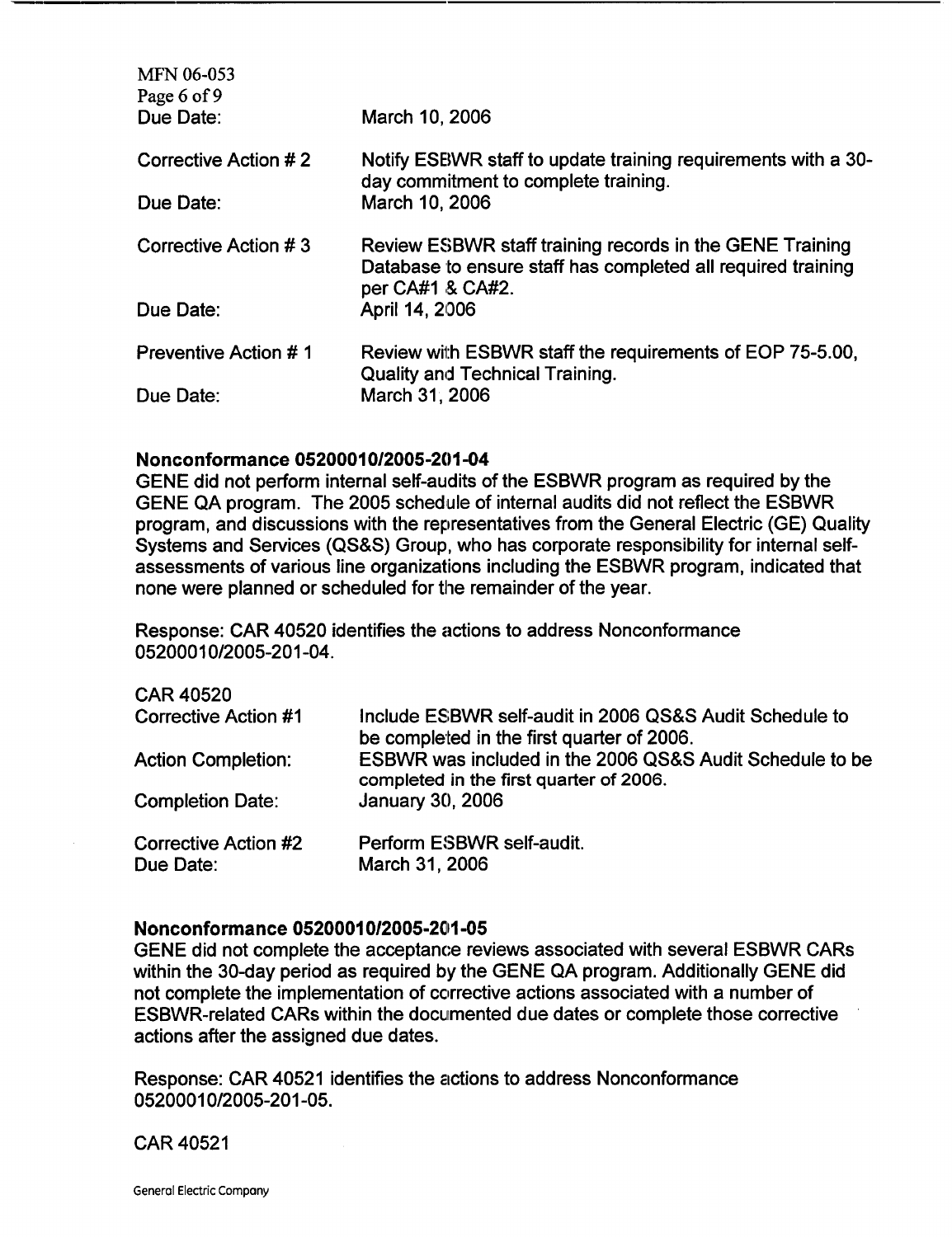| | |
|---|---|
| Due Date: | March 10, 2006 |
| Corrective Action # 2 | Notify ESBWR staff to update training requirements with a 30-day commitment to complete training. |
| Due Date: | March 10, 2006 |
| Corrective Action # 3 | Review ESBWR staff training records in the GENE Training Database to ensure staff has completed all required training per CA#1 & CA#2. |
| Due Date: | April 14, 2006 |
| Preventive Action # 1 | Review with ESBWR staff the requirements of EOP 75-5.00, Quality and Technical Training. |
| Due Date: | March 31, 2006 |

**Nonconformance 05200010/2005-201-04**

GENE did not perform internal self-audits of the ESBWR program as required by the GENE QA program. The 2005 schedule of internal audits did not reflect the ESBWR program, and discussions with the representatives from the General Electric (GE) Quality Systems and Services (QS&S) Group, who has corporate responsibility for internal self-assessments of various line organizations including the ESBWR program, indicated that none were planned or scheduled for the remainder of the year.

Response: CAR 40520 identifies the actions to address Nonconformance 05200010/2005-201-04.

CAR 40520

| | |
|---|---|
| Corrective Action #1 | Include ESBWR self-audit in 2006 QS&S Audit Schedule to be completed in the first quarter of 2006. |
| Action Completion: | ESBWR was included in the 2006 QS&S Audit Schedule to be completed in the first quarter of 2006. |
| Completion Date: | January 30, 2006 |
| Corrective Action #2 | Perform ESBWR self-audit. |
| Due Date: | March 31, 2006 |

**Nonconformance 05200010/2005-201-05**

GENE did not complete the acceptance reviews associated with several ESBWR CARs within the 30-day period as required by the GENE QA program. Additionally GENE did not complete the implementation of corrective actions associated with a number of ESBWR-related CARs within the documented due dates or complete those corrective actions after the assigned due dates.

Response: CAR 40521 identifies the actions to address Nonconformance 05200010/2005-201-05.

CAR 40521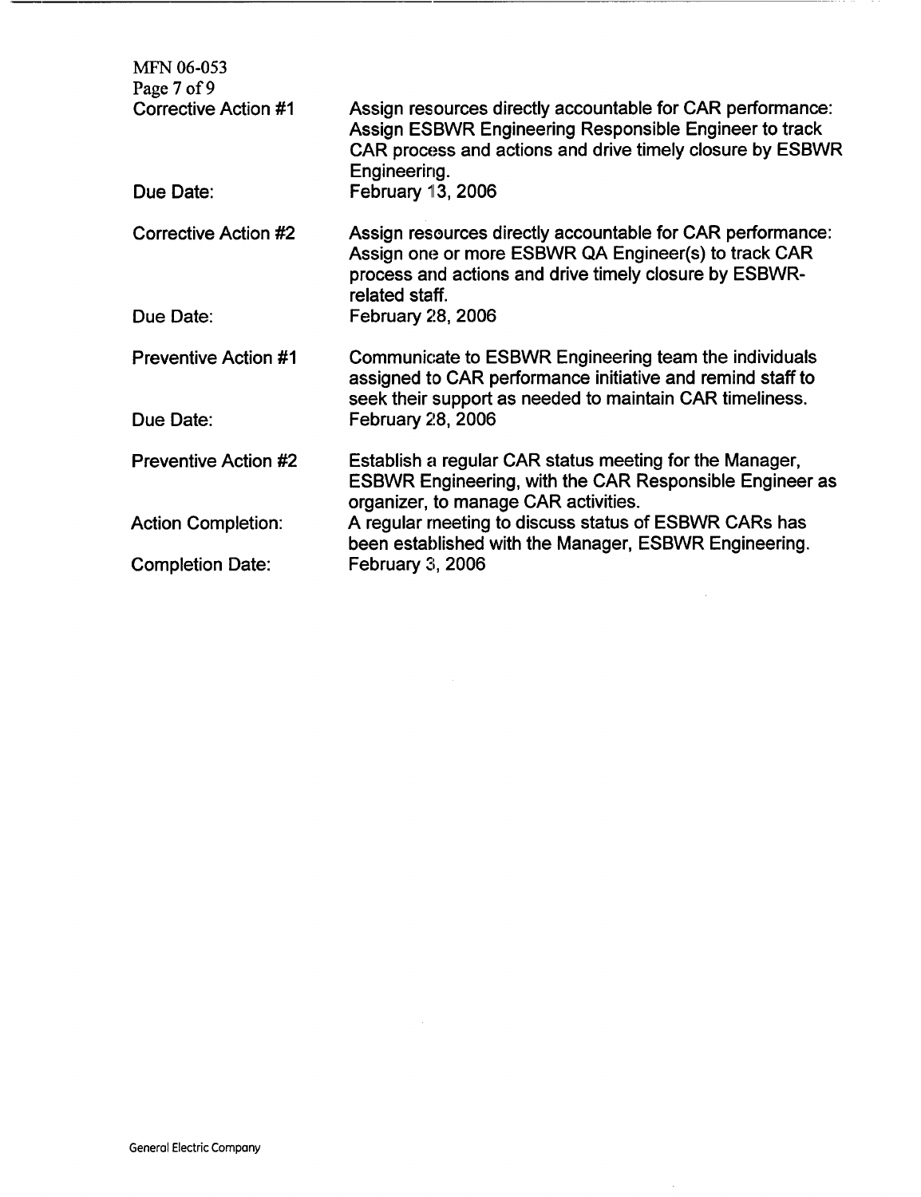| | |
|---|---|
| Corrective Action #1 | Assign resources directly accountable for CAR performance: Assign ESBWR Engineering Responsible Engineer to track CAR process and actions and drive timely closure by ESBWR Engineering. |
| Due Date: | February 13, 2006 |
| Corrective Action #2 | Assign resources directly accountable for CAR performance: Assign one or more ESBWR QA Engineer(s) to track CAR process and actions and drive timely closure by ESBWR-related staff. |
| Due Date: | February 28, 2006 |
| Preventive Action #1 | Communicate to ESBWR Engineering team the individuals assigned to CAR performance initiative and remind staff to seek their support as needed to maintain CAR timeliness. |
| Due Date: | February 28, 2006 |
| Preventive Action #2 | Establish a regular CAR status meeting for the Manager, ESBWR Engineering, with the CAR Responsible Engineer as organizer, to manage CAR activities. |
| Action Completion: | A regular meeting to discuss status of ESBWR CARs has been established with the Manager, ESBWR Engineering. |
| Completion Date: | February 3, 2006 |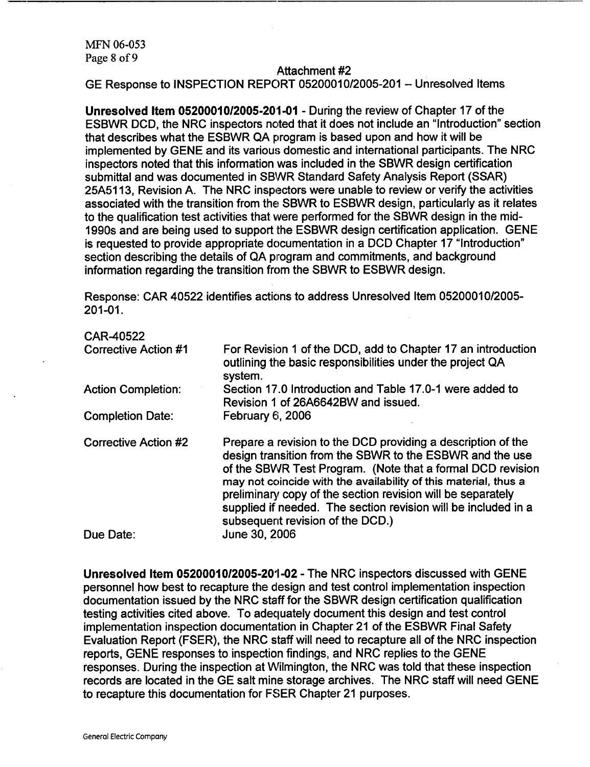Attachment #2

GE Response to INSPECTION REPORT 05200010/2005-201 – Unresolved Items

**Unresolved Item 05200010/2005-201-01** - During the review of Chapter 17 of the ESBWR DCD, the NRC inspectors noted that it does not include an "Introduction" section that describes what the ESBWR QA program is based upon and how it will be implemented by GENE and its various domestic and international participants. The NRC inspectors noted that this information was included in the SBWR design certification submittal and was documented in SBWR Standard Safety Analysis Report (SSAR) 25A5113, Revision A. The NRC inspectors were unable to review or verify the activities associated with the transition from the SBWR to ESBWR design, particularly as it relates to the qualification test activities that were performed for the SBWR design in the mid-1990s and are being used to support the ESBWR design certification application. GENE is requested to provide appropriate documentation in a DCD Chapter 17 "Introduction" section describing the details of QA program and commitments, and background information regarding the transition from the SBWR to ESBWR design.

Response: CAR 40522 identifies actions to address Unresolved Item 05200010/2005-201-01.

CAR-40522

| | |
|---|---|
| Corrective Action #1 | For Revision 1 of the DCD, add to Chapter 17 an introduction outlining the basic responsibilities under the project QA system. |
| Action Completion: | Section 17.0 Introduction and Table 17.0-1 were added to Revision 1 of 26A6642BW and issued. |
| Completion Date: | February 6, 2006 |
| Corrective Action #2 | Prepare a revision to the DCD providing a description of the design transition from the SBWR to the ESBWR and the use of the SBWR Test Program. (Note that a formal DCD revision may not coincide with the availability of this material, thus a preliminary copy of the section revision will be separately supplied if needed. The section revision will be included in a subsequent revision of the DCD.) |
| Due Date: | June 30, 2006 |

**Unresolved Item 05200010/2005-201-02** - The NRC inspectors discussed with GENE personnel how best to recapture the design and test control implementation inspection documentation issued by the NRC staff for the SBWR design certification qualification testing activities cited above. To adequately document this design and test control implementation inspection documentation in Chapter 21 of the ESBWR Final Safety Evaluation Report (FSER), the NRC staff will need to recapture all of the NRC inspection reports, GENE responses to inspection findings, and NRC replies to the GENE responses. During the inspection at Wilmington, the NRC was told that these inspection records are located in the GE salt mine storage archives. The NRC staff will need GENE to recapture this documentation for FSER Chapter 21 purposes.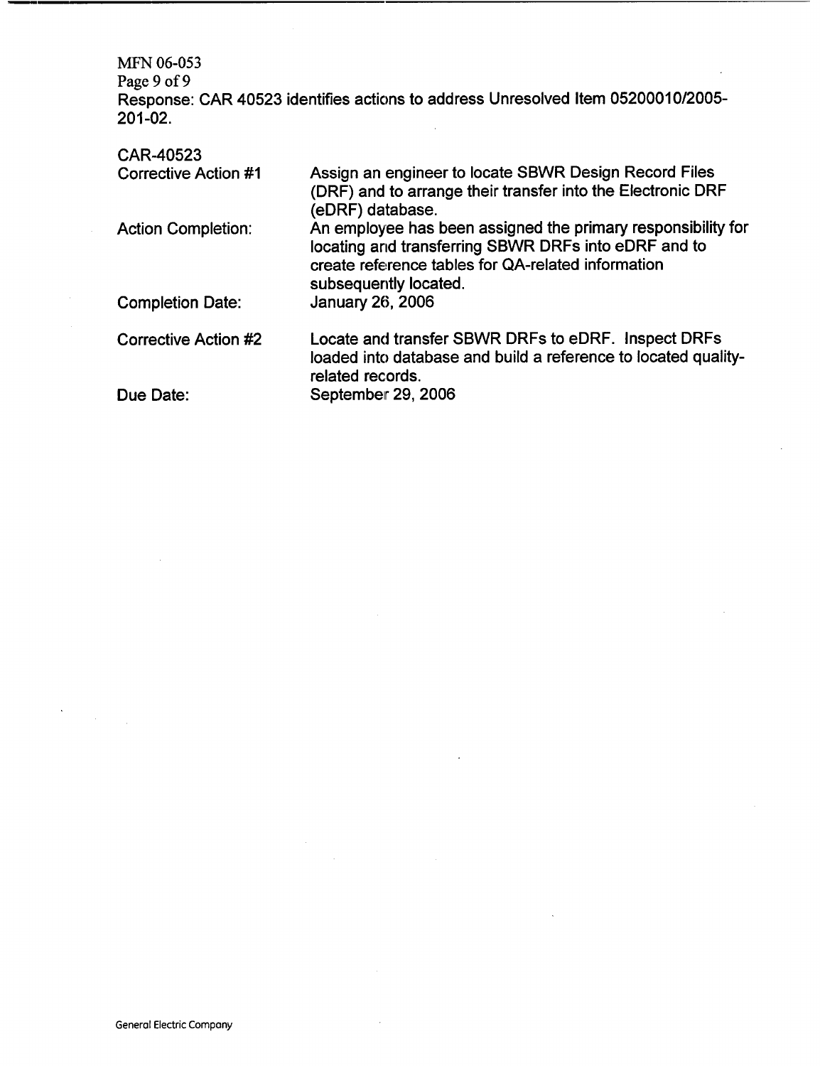Response: CAR 40523 identifies actions to address Unresolved Item 05200010/2005-201-02.

CAR-40523

| | |
|---|---|
| Corrective Action #1 | Assign an engineer to locate SBWR Design Record Files (DRF) and to arrange their transfer into the Electronic DRF (eDRF) database. |
| Action Completion: | An employee has been assigned the primary responsibility for locating and transferring SBWR DRFs into eDRF and to create reference tables for QA-related information subsequently located. |
| Completion Date: | January 26, 2006 |
| Corrective Action #2 | Locate and transfer SBWR DRFs to eDRF. Inspect DRFs loaded into database and build a reference to located quality-related records. |
| Due Date: | September 29, 2006 |

General Electric Company